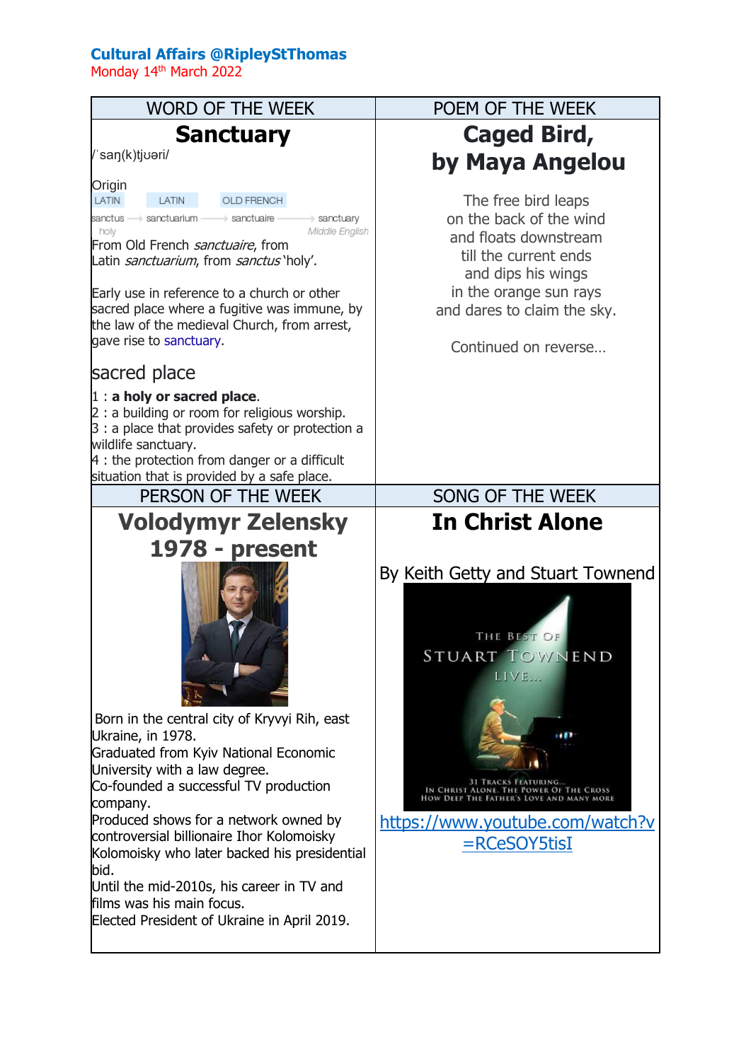**Cultural Affairs @RipleyStThomas**

Monday 14th March 2022

## WORD OF THE WEEK

# Sanctuary

/ˈsaŋ(k)tjʊəri/

Origin

LATIN → LATIN → OLD FRENCH

sanctus (holy) → sanctuarium → sanctuaire → sanctuary (Middle English)

From Old French *sanctuaire*, from Latin *sanctuarium*, from *sanctus* 'holy'.

Early use in reference to a church or other sacred place where a fugitive was immune, by the law of the medieval Church, from arrest, gave rise to sanctuary.

sacred place

1 : **a holy or sacred place**.
2 : a building or room for religious worship.
3 : a place that provides safety or protection a wildlife sanctuary.
4 : the protection from danger or a difficult situation that is provided by a safe place.

## POEM OF THE WEEK

# Caged Bird, by Maya Angelou

The free bird leaps
on the back of the wind
and floats downstream
till the current ends
and dips his wings
in the orange sun rays
and dares to claim the sky.

Continued on reverse…

## PERSON OF THE WEEK

# Volodymyr Zelensky 1978 - present

Born in the central city of Kryvyi Rih, east Ukraine, in 1978.
Graduated from Kyiv National Economic University with a law degree.
Co-founded a successful TV production company.
Produced shows for a network owned by controversial billionaire Ihor Kolomoisky Kolomoisky who later backed his presidential bid.
Until the mid-2010s, his career in TV and films was his main focus.
Elected President of Ukraine in April 2019.

## SONG OF THE WEEK

# In Christ Alone

By Keith Getty and Stuart Townend

https://www.youtube.com/watch?v=RCeSOY5tisI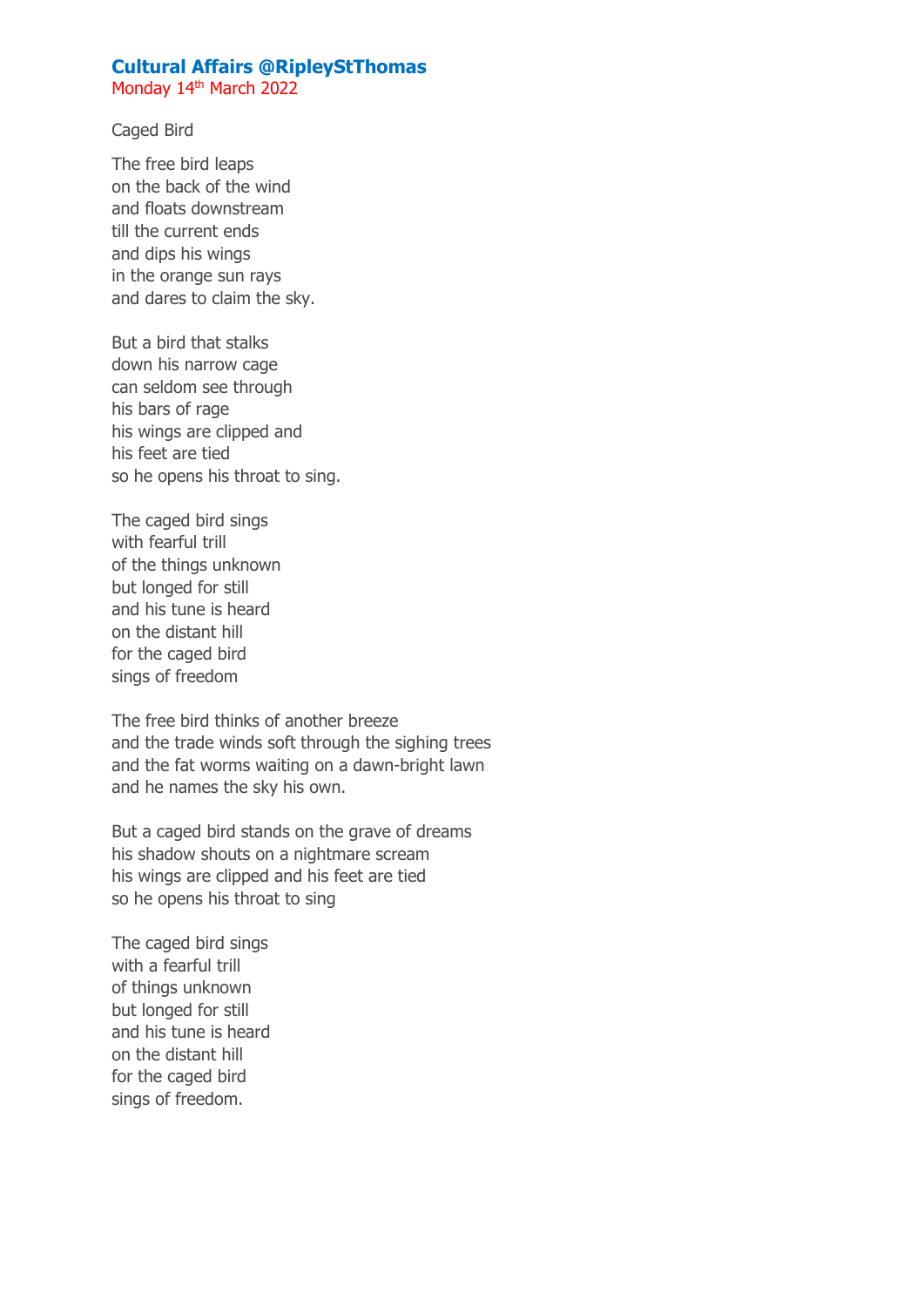## Cultural Affairs @RipleyStThomas

Monday 14th March 2022

Caged Bird

The free bird leaps  
on the back of the wind  
and floats downstream  
till the current ends  
and dips his wings  
in the orange sun rays  
and dares to claim the sky.

But a bird that stalks  
down his narrow cage  
can seldom see through  
his bars of rage  
his wings are clipped and  
his feet are tied  
so he opens his throat to sing.

The caged bird sings  
with fearful trill  
of the things unknown  
but longed for still  
and his tune is heard  
on the distant hill  
for the caged bird  
sings of freedom

The free bird thinks of another breeze  
and the trade winds soft through the sighing trees  
and the fat worms waiting on a dawn-bright lawn  
and he names the sky his own.

But a caged bird stands on the grave of dreams  
his shadow shouts on a nightmare scream  
his wings are clipped and his feet are tied  
so he opens his throat to sing

The caged bird sings  
with a fearful trill  
of things unknown  
but longed for still  
and his tune is heard  
on the distant hill  
for the caged bird  
sings of freedom.